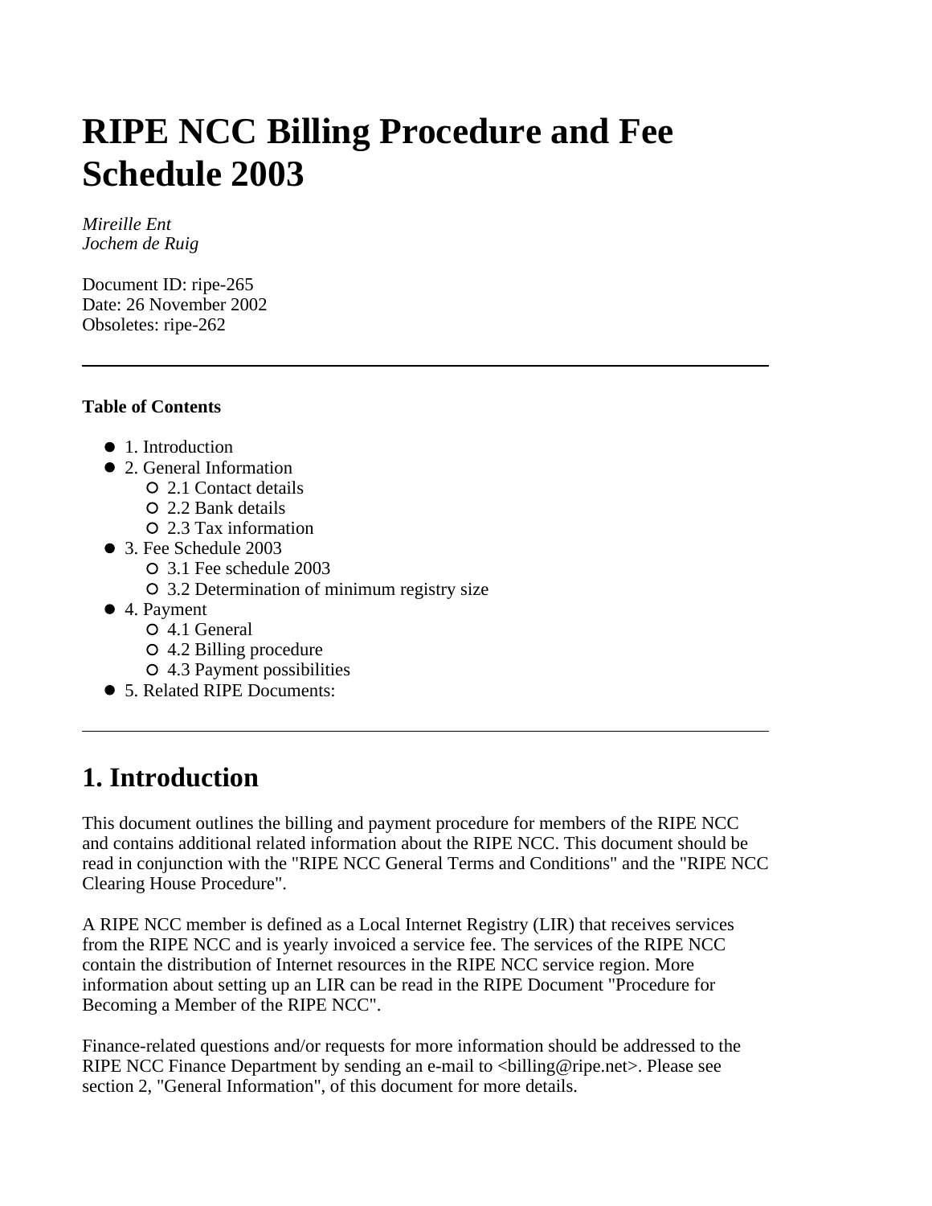# RIPE NCC Billing Procedure and Fee Schedule 2003

*Mireille Ent*
*Jochem de Ruig*

Document ID: ripe-265
Date: 26 November 2002
Obsoletes: ripe-262

---

**Table of Contents**

- 1. Introduction
- 2. General Information
  - 2.1 Contact details
  - 2.2 Bank details
  - 2.3 Tax information
- 3. Fee Schedule 2003
  - 3.1 Fee schedule 2003
  - 3.2 Determination of minimum registry size
- 4. Payment
  - 4.1 General
  - 4.2 Billing procedure
  - 4.3 Payment possibilities
- 5. Related RIPE Documents:

---

## 1. Introduction

This document outlines the billing and payment procedure for members of the RIPE NCC and contains additional related information about the RIPE NCC. This document should be read in conjunction with the "RIPE NCC General Terms and Conditions" and the "RIPE NCC Clearing House Procedure".

A RIPE NCC member is defined as a Local Internet Registry (LIR) that receives services from the RIPE NCC and is yearly invoiced a service fee. The services of the RIPE NCC contain the distribution of Internet resources in the RIPE NCC service region. More information about setting up an LIR can be read in the RIPE Document "Procedure for Becoming a Member of the RIPE NCC".

Finance-related questions and/or requests for more information should be addressed to the RIPE NCC Finance Department by sending an e-mail to <billing@ripe.net>. Please see section 2, "General Information", of this document for more details.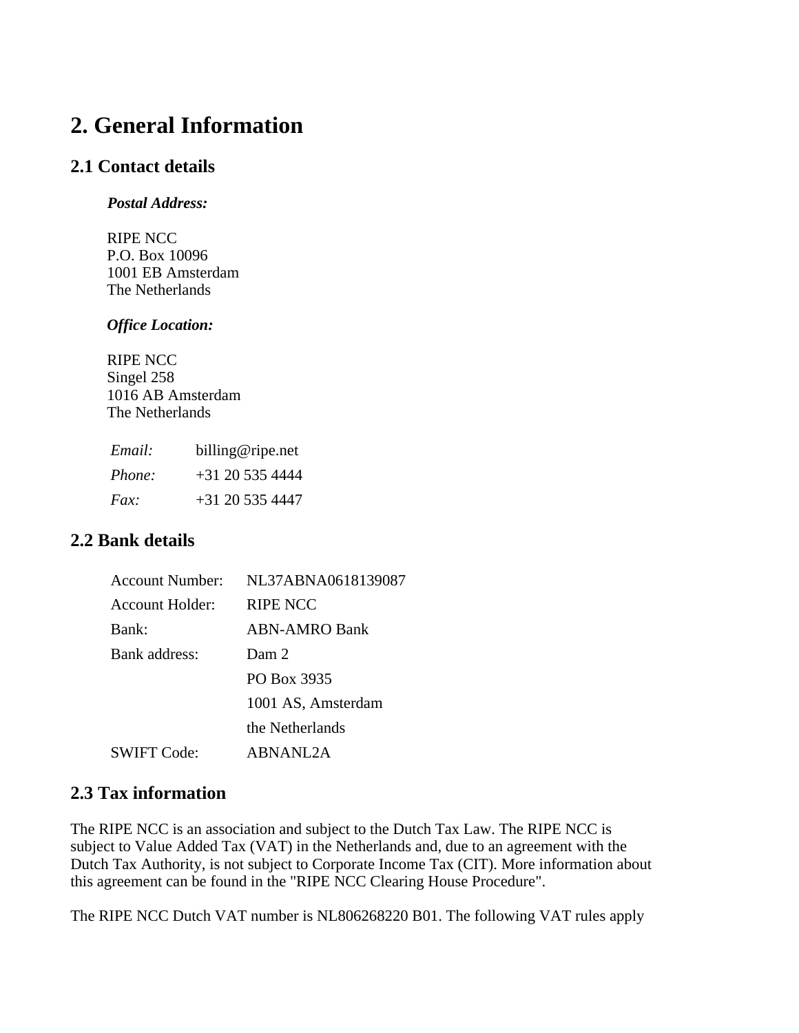# 2. General Information

## 2.1 Contact details

***Postal Address:***

RIPE NCC
P.O. Box 10096
1001 EB Amsterdam
The Netherlands

***Office Location:***

RIPE NCC
Singel 258
1016 AB Amsterdam
The Netherlands

| | |
|---|---|
| *Email:* | billing@ripe.net |
| *Phone:* | +31 20 535 4444 |
| *Fax:* | +31 20 535 4447 |

## 2.2 Bank details

| | |
|---|---|
| Account Number: | NL37ABNA0618139087 |
| Account Holder: | RIPE NCC |
| Bank: | ABN-AMRO Bank |
| Bank address: | Dam 2 |
| | PO Box 3935 |
| | 1001 AS, Amsterdam |
| | the Netherlands |
| SWIFT Code: | ABNANL2A |

## 2.3 Tax information

The RIPE NCC is an association and subject to the Dutch Tax Law. The RIPE NCC is subject to Value Added Tax (VAT) in the Netherlands and, due to an agreement with the Dutch Tax Authority, is not subject to Corporate Income Tax (CIT). More information about this agreement can be found in the "RIPE NCC Clearing House Procedure".

The RIPE NCC Dutch VAT number is NL806268220 B01. The following VAT rules apply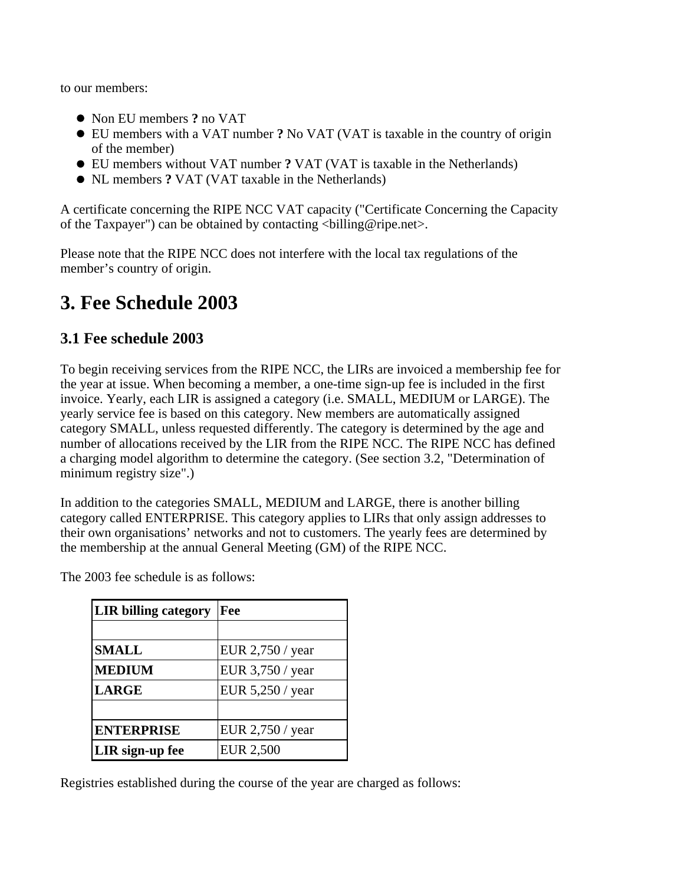to our members:

- Non EU members **?** no VAT
- EU members with a VAT number **?** No VAT (VAT is taxable in the country of origin of the member)
- EU members without VAT number **?** VAT (VAT is taxable in the Netherlands)
- NL members **?** VAT (VAT taxable in the Netherlands)

A certificate concerning the RIPE NCC VAT capacity ("Certificate Concerning the Capacity of the Taxpayer") can be obtained by contacting <billing@ripe.net>.

Please note that the RIPE NCC does not interfere with the local tax regulations of the member's country of origin.

# 3. Fee Schedule 2003

## 3.1 Fee schedule 2003

To begin receiving services from the RIPE NCC, the LIRs are invoiced a membership fee for the year at issue. When becoming a member, a one-time sign-up fee is included in the first invoice. Yearly, each LIR is assigned a category (i.e. SMALL, MEDIUM or LARGE). The yearly service fee is based on this category. New members are automatically assigned category SMALL, unless requested differently. The category is determined by the age and number of allocations received by the LIR from the RIPE NCC. The RIPE NCC has defined a charging model algorithm to determine the category. (See section 3.2, "Determination of minimum registry size".)

In addition to the categories SMALL, MEDIUM and LARGE, there is another billing category called ENTERPRISE. This category applies to LIRs that only assign addresses to their own organisations' networks and not to customers. The yearly fees are determined by the membership at the annual General Meeting (GM) of the RIPE NCC.

The 2003 fee schedule is as follows:

| LIR billing category | Fee |
|---|---|
| | |
| **SMALL** | EUR 2,750 / year |
| **MEDIUM** | EUR 3,750 / year |
| **LARGE** | EUR 5,250 / year |
| | |
| **ENTERPRISE** | EUR 2,750 / year |
| **LIR sign-up fee** | EUR 2,500 |

Registries established during the course of the year are charged as follows: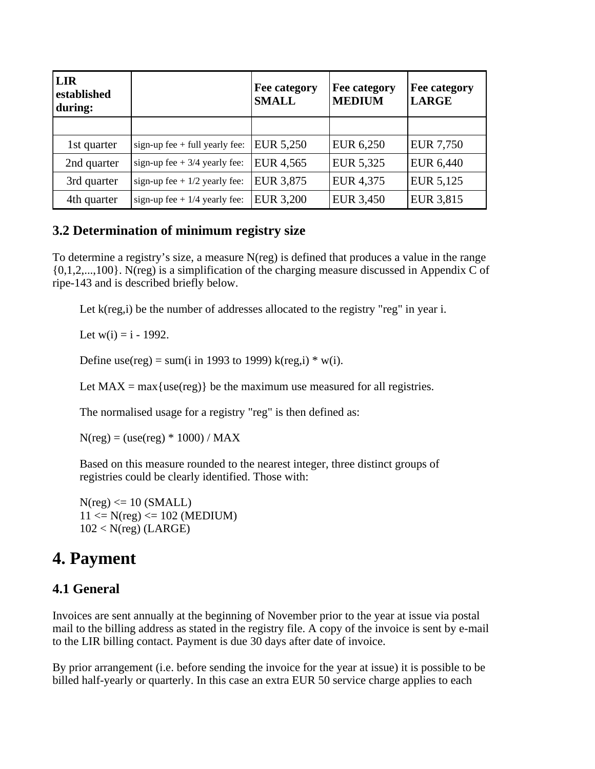| LIR established during: | | Fee category SMALL | Fee category MEDIUM | Fee category LARGE |
|---|---|---|---|---|
| | | | | |
| 1st quarter | sign-up fee + full yearly fee: | EUR 5,250 | EUR 6,250 | EUR 7,750 |
| 2nd quarter | sign-up fee + 3/4 yearly fee: | EUR 4,565 | EUR 5,325 | EUR 6,440 |
| 3rd quarter | sign-up fee + 1/2 yearly fee: | EUR 3,875 | EUR 4,375 | EUR 5,125 |
| 4th quarter | sign-up fee + 1/4 yearly fee: | EUR 3,200 | EUR 3,450 | EUR 3,815 |

### 3.2 Determination of minimum registry size

To determine a registry's size, a measure N(reg) is defined that produces a value in the range {0,1,2,...,100}. N(reg) is a simplification of the charging measure discussed in Appendix C of ripe-143 and is described briefly below.

> Let k(reg,i) be the number of addresses allocated to the registry "reg" in year i.
>
> Let w(i) = i - 1992.
>
> Define use(reg) = sum(i in 1993 to 1999) k(reg,i) * w(i).
>
> Let MAX = max{use(reg)} be the maximum use measured for all registries.
>
> The normalised usage for a registry "reg" is then defined as:
>
> N(reg) = (use(reg) * 1000) / MAX
>
> Based on this measure rounded to the nearest integer, three distinct groups of registries could be clearly identified. Those with:
>
> N(reg) <= 10 (SMALL)
> 11 <= N(reg) <= 102 (MEDIUM)
> 102 < N(reg) (LARGE)

## 4. Payment

### 4.1 General

Invoices are sent annually at the beginning of November prior to the year at issue via postal mail to the billing address as stated in the registry file. A copy of the invoice is sent by e-mail to the LIR billing contact. Payment is due 30 days after date of invoice.

By prior arrangement (i.e. before sending the invoice for the year at issue) it is possible to be billed half-yearly or quarterly. In this case an extra EUR 50 service charge applies to each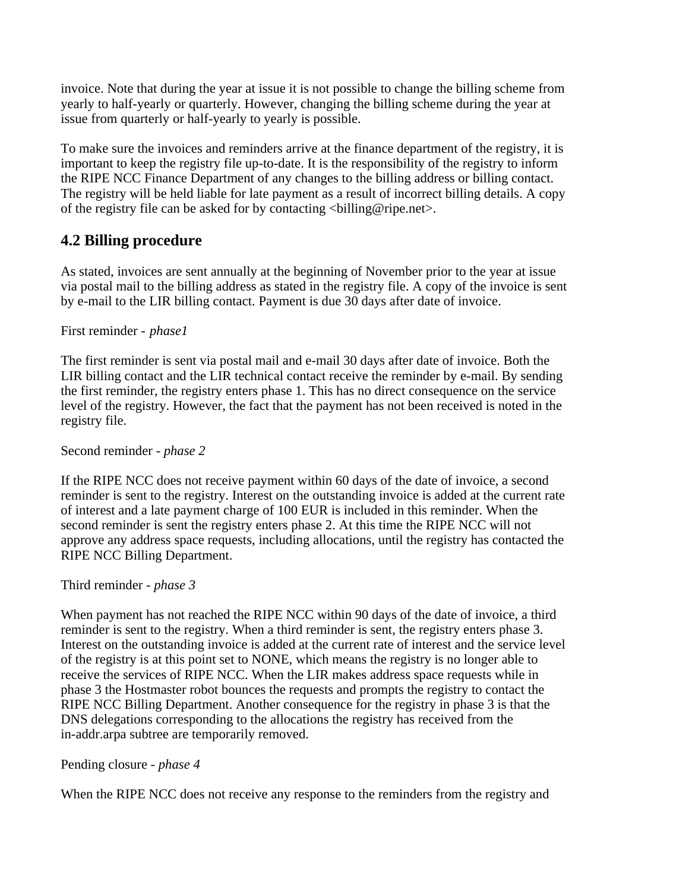invoice. Note that during the year at issue it is not possible to change the billing scheme from yearly to half-yearly or quarterly. However, changing the billing scheme during the year at issue from quarterly or half-yearly to yearly is possible.

To make sure the invoices and reminders arrive at the finance department of the registry, it is important to keep the registry file up-to-date. It is the responsibility of the registry to inform the RIPE NCC Finance Department of any changes to the billing address or billing contact. The registry will be held liable for late payment as a result of incorrect billing details. A copy of the registry file can be asked for by contacting <billing@ripe.net>.

## 4.2 Billing procedure

As stated, invoices are sent annually at the beginning of November prior to the year at issue via postal mail to the billing address as stated in the registry file. A copy of the invoice is sent by e-mail to the LIR billing contact. Payment is due 30 days after date of invoice.

First reminder - *phase1*

The first reminder is sent via postal mail and e-mail 30 days after date of invoice. Both the LIR billing contact and the LIR technical contact receive the reminder by e-mail. By sending the first reminder, the registry enters phase 1. This has no direct consequence on the service level of the registry. However, the fact that the payment has not been received is noted in the registry file.

Second reminder - *phase 2*

If the RIPE NCC does not receive payment within 60 days of the date of invoice, a second reminder is sent to the registry. Interest on the outstanding invoice is added at the current rate of interest and a late payment charge of 100 EUR is included in this reminder. When the second reminder is sent the registry enters phase 2. At this time the RIPE NCC will not approve any address space requests, including allocations, until the registry has contacted the RIPE NCC Billing Department.

Third reminder - *phase 3*

When payment has not reached the RIPE NCC within 90 days of the date of invoice, a third reminder is sent to the registry. When a third reminder is sent, the registry enters phase 3. Interest on the outstanding invoice is added at the current rate of interest and the service level of the registry is at this point set to NONE, which means the registry is no longer able to receive the services of RIPE NCC. When the LIR makes address space requests while in phase 3 the Hostmaster robot bounces the requests and prompts the registry to contact the RIPE NCC Billing Department. Another consequence for the registry in phase 3 is that the DNS delegations corresponding to the allocations the registry has received from the in-addr.arpa subtree are temporarily removed.

Pending closure - *phase 4*

When the RIPE NCC does not receive any response to the reminders from the registry and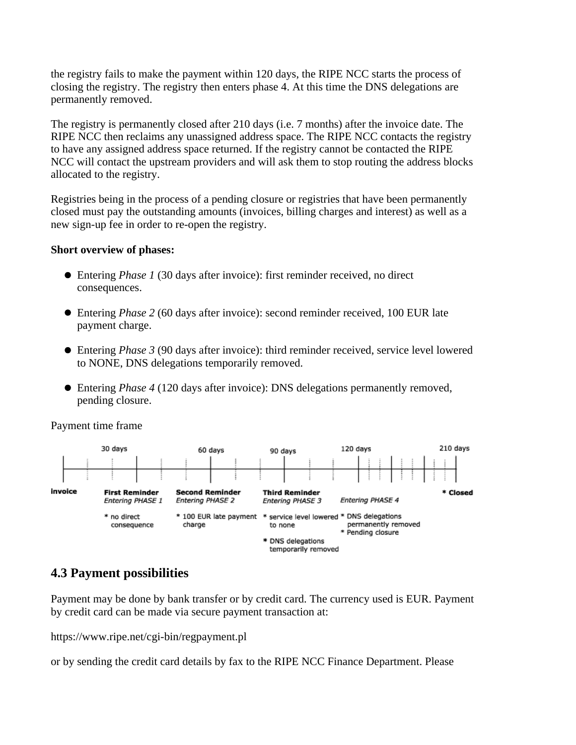the registry fails to make the payment within 120 days, the RIPE NCC starts the process of closing the registry. The registry then enters phase 4. At this time the DNS delegations are permanently removed.

The registry is permanently closed after 210 days (i.e. 7 months) after the invoice date. The RIPE NCC then reclaims any unassigned address space. The RIPE NCC contacts the registry to have any assigned address space returned. If the registry cannot be contacted the RIPE NCC will contact the upstream providers and will ask them to stop routing the address blocks allocated to the registry.

Registries being in the process of a pending closure or registries that have been permanently closed must pay the outstanding amounts (invoices, billing charges and interest) as well as a new sign-up fee in order to re-open the registry.

**Short overview of phases:**

- Entering *Phase 1* (30 days after invoice): first reminder received, no direct consequences.
- Entering *Phase 2* (60 days after invoice): second reminder received, 100 EUR late payment charge.
- Entering *Phase 3* (90 days after invoice): third reminder received, service level lowered to NONE, DNS delegations temporarily removed.
- Entering *Phase 4* (120 days after invoice): DNS delegations permanently removed, pending closure.

Payment time frame

| Invoice | 30 days | 60 days | 90 days | 120 days | 210 days |
|---|---|---|---|---|---|
| **Invoice** | **First Reminder** *Entering PHASE 1* | **Second Reminder** *Entering PHASE 2* | **Third Reminder** *Entering PHASE 3* | *Entering PHASE 4* | * **Closed** |
| | * no direct consequence | * 100 EUR late payment charge | * service level lowered to none * DNS delegations temporarily removed | * DNS delegations permanently removed * Pending closure | |

## 4.3 Payment possibilities

Payment may be done by bank transfer or by credit card. The currency used is EUR. Payment by credit card can be made via secure payment transaction at:

https://www.ripe.net/cgi-bin/regpayment.pl

or by sending the credit card details by fax to the RIPE NCC Finance Department. Please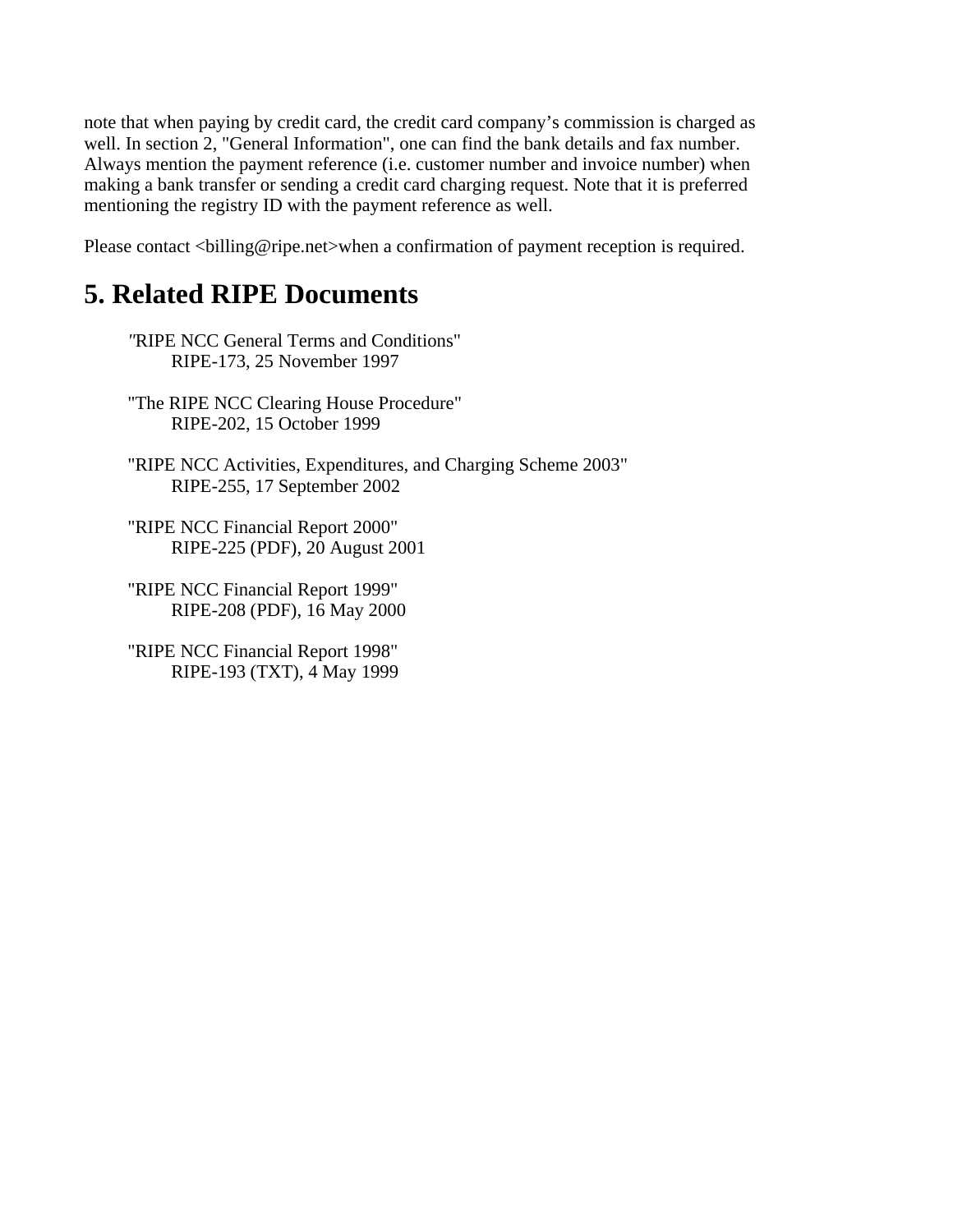note that when paying by credit card, the credit card company's commission is charged as well. In section 2, "General Information", one can find the bank details and fax number. Always mention the payment reference (i.e. customer number and invoice number) when making a bank transfer or sending a credit card charging request. Note that it is preferred mentioning the registry ID with the payment reference as well.

Please contact <billing@ripe.net>when a confirmation of payment reception is required.

## 5. Related RIPE Documents

"RIPE NCC General Terms and Conditions"
RIPE-173, 25 November 1997

"The RIPE NCC Clearing House Procedure"
RIPE-202, 15 October 1999

"RIPE NCC Activities, Expenditures, and Charging Scheme 2003"
RIPE-255, 17 September 2002

"RIPE NCC Financial Report 2000"
RIPE-225 (PDF), 20 August 2001

"RIPE NCC Financial Report 1999"
RIPE-208 (PDF), 16 May 2000

"RIPE NCC Financial Report 1998"
RIPE-193 (TXT), 4 May 1999